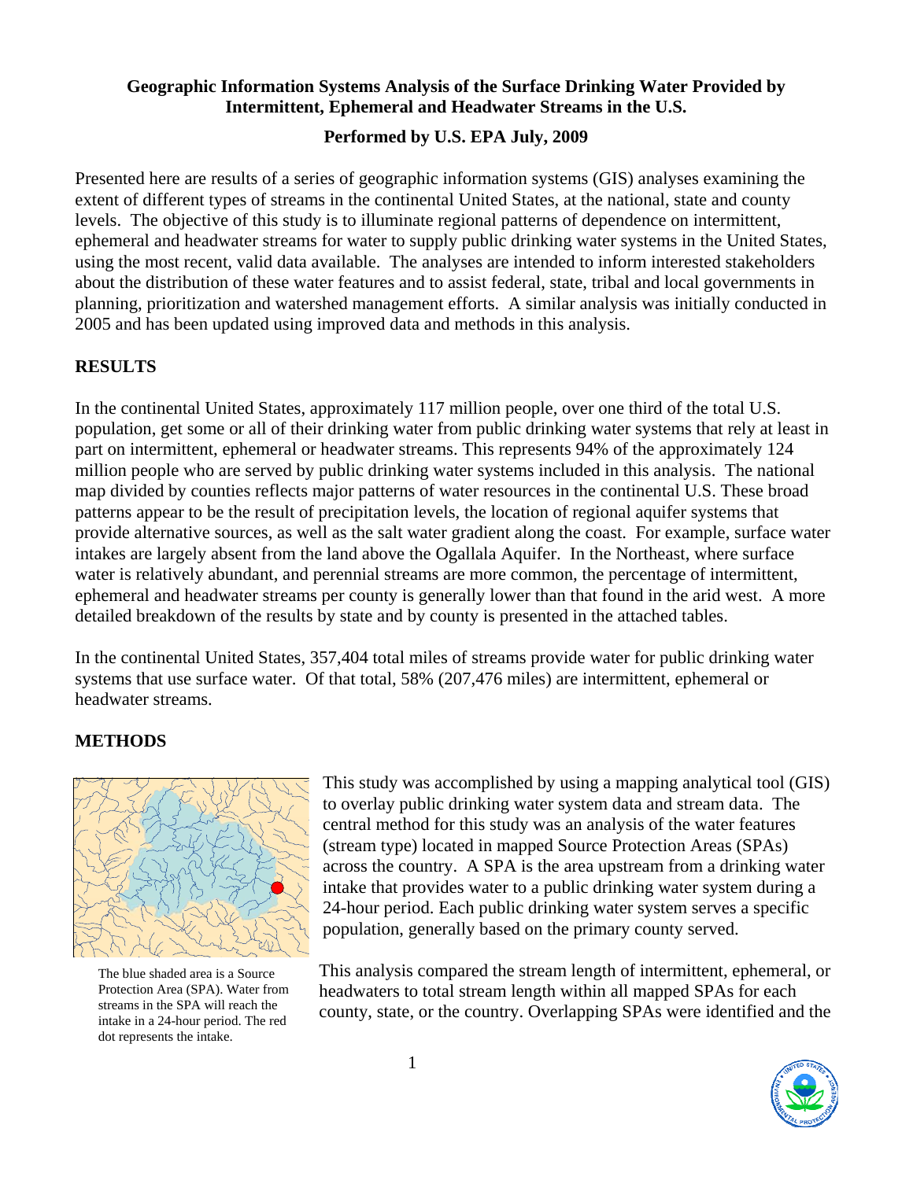**Geographic Information Systems Analysis of the Surface Drinking Water Provided by Intermittent, Ephemeral and Headwater Streams in the U.S.**

**Performed by U.S. EPA July, 2009**

Presented here are results of a series of geographic information systems (GIS) analyses examining the extent of different types of streams in the continental United States, at the national, state and county levels. The objective of this study is to illuminate regional patterns of dependence on intermittent, ephemeral and headwater streams for water to supply public drinking water systems in the United States, using the most recent, valid data available. The analyses are intended to inform interested stakeholders about the distribution of these water features and to assist federal, state, tribal and local governments in planning, prioritization and watershed management efforts. A similar analysis was initially conducted in 2005 and has been updated using improved data and methods in this analysis.

## RESULTS

In the continental United States, approximately 117 million people, over one third of the total U.S. population, get some or all of their drinking water from public drinking water systems that rely at least in part on intermittent, ephemeral or headwater streams. This represents 94% of the approximately 124 million people who are served by public drinking water systems included in this analysis. The national map divided by counties reflects major patterns of water resources in the continental U.S. These broad patterns appear to be the result of precipitation levels, the location of regional aquifer systems that provide alternative sources, as well as the salt water gradient along the coast. For example, surface water intakes are largely absent from the land above the Ogallala Aquifer. In the Northeast, where surface water is relatively abundant, and perennial streams are more common, the percentage of intermittent, ephemeral and headwater streams per county is generally lower than that found in the arid west. A more detailed breakdown of the results by state and by county is presented in the attached tables.

In the continental United States, 357,404 total miles of streams provide water for public drinking water systems that use surface water. Of that total, 58% (207,476 miles) are intermittent, ephemeral or headwater streams.

## METHODS

The blue shaded area is a Source Protection Area (SPA). Water from streams in the SPA will reach the intake in a 24-hour period. The red dot represents the intake.

This study was accomplished by using a mapping analytical tool (GIS) to overlay public drinking water system data and stream data. The central method for this study was an analysis of the water features (stream type) located in mapped Source Protection Areas (SPAs) across the country. A SPA is the area upstream from a drinking water intake that provides water to a public drinking water system during a 24-hour period. Each public drinking water system serves a specific population, generally based on the primary county served.

This analysis compared the stream length of intermittent, ephemeral, or headwaters to total stream length within all mapped SPAs for each county, state, or the country. Overlapping SPAs were identified and the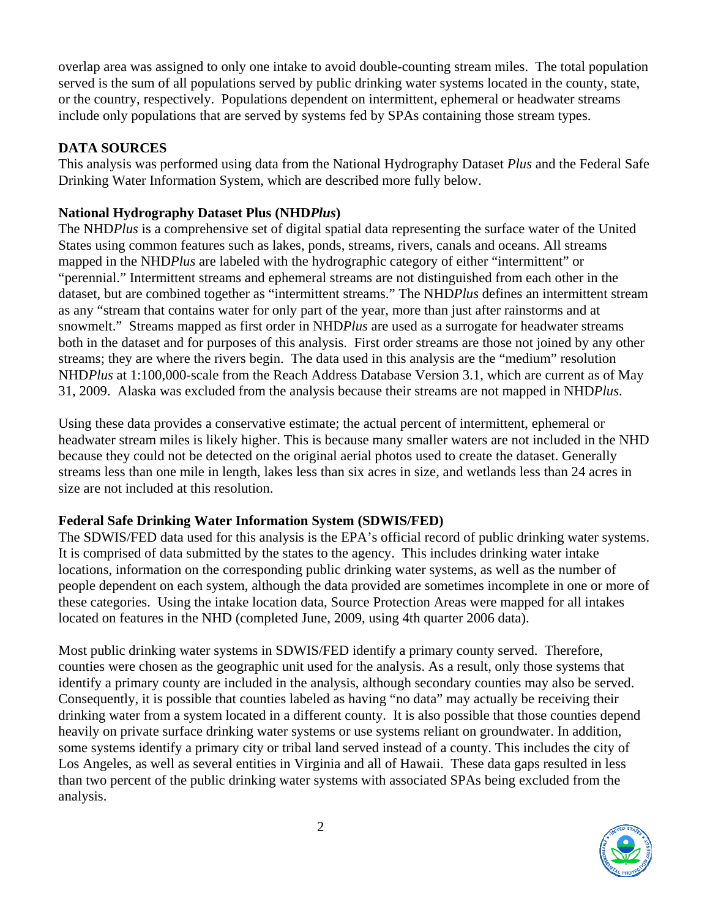overlap area was assigned to only one intake to avoid double-counting stream miles. The total population served is the sum of all populations served by public drinking water systems located in the county, state, or the country, respectively. Populations dependent on intermittent, ephemeral or headwater streams include only populations that are served by systems fed by SPAs containing those stream types.

## DATA SOURCES

This analysis was performed using data from the National Hydrography Dataset *Plus* and the Federal Safe Drinking Water Information System, which are described more fully below.

### National Hydrography Dataset Plus (NHD*Plus*)

The NHD*Plus* is a comprehensive set of digital spatial data representing the surface water of the United States using common features such as lakes, ponds, streams, rivers, canals and oceans. All streams mapped in the NHD*Plus* are labeled with the hydrographic category of either "intermittent" or "perennial." Intermittent streams and ephemeral streams are not distinguished from each other in the dataset, but are combined together as "intermittent streams." The NHD*Plus* defines an intermittent stream as any "stream that contains water for only part of the year, more than just after rainstorms and at snowmelt." Streams mapped as first order in NHD*Plus* are used as a surrogate for headwater streams both in the dataset and for purposes of this analysis. First order streams are those not joined by any other streams; they are where the rivers begin. The data used in this analysis are the "medium" resolution NHD*Plus* at 1:100,000-scale from the Reach Address Database Version 3.1, which are current as of May 31, 2009. Alaska was excluded from the analysis because their streams are not mapped in NHD*Plus*.

Using these data provides a conservative estimate; the actual percent of intermittent, ephemeral or headwater stream miles is likely higher. This is because many smaller waters are not included in the NHD because they could not be detected on the original aerial photos used to create the dataset. Generally streams less than one mile in length, lakes less than six acres in size, and wetlands less than 24 acres in size are not included at this resolution.

### Federal Safe Drinking Water Information System (SDWIS/FED)

The SDWIS/FED data used for this analysis is the EPA's official record of public drinking water systems. It is comprised of data submitted by the states to the agency. This includes drinking water intake locations, information on the corresponding public drinking water systems, as well as the number of people dependent on each system, although the data provided are sometimes incomplete in one or more of these categories. Using the intake location data, Source Protection Areas were mapped for all intakes located on features in the NHD (completed June, 2009, using 4th quarter 2006 data).

Most public drinking water systems in SDWIS/FED identify a primary county served. Therefore, counties were chosen as the geographic unit used for the analysis. As a result, only those systems that identify a primary county are included in the analysis, although secondary counties may also be served. Consequently, it is possible that counties labeled as having "no data" may actually be receiving their drinking water from a system located in a different county. It is also possible that those counties depend heavily on private surface drinking water systems or use systems reliant on groundwater. In addition, some systems identify a primary city or tribal land served instead of a county. This includes the city of Los Angeles, as well as several entities in Virginia and all of Hawaii. These data gaps resulted in less than two percent of the public drinking water systems with associated SPAs being excluded from the analysis.